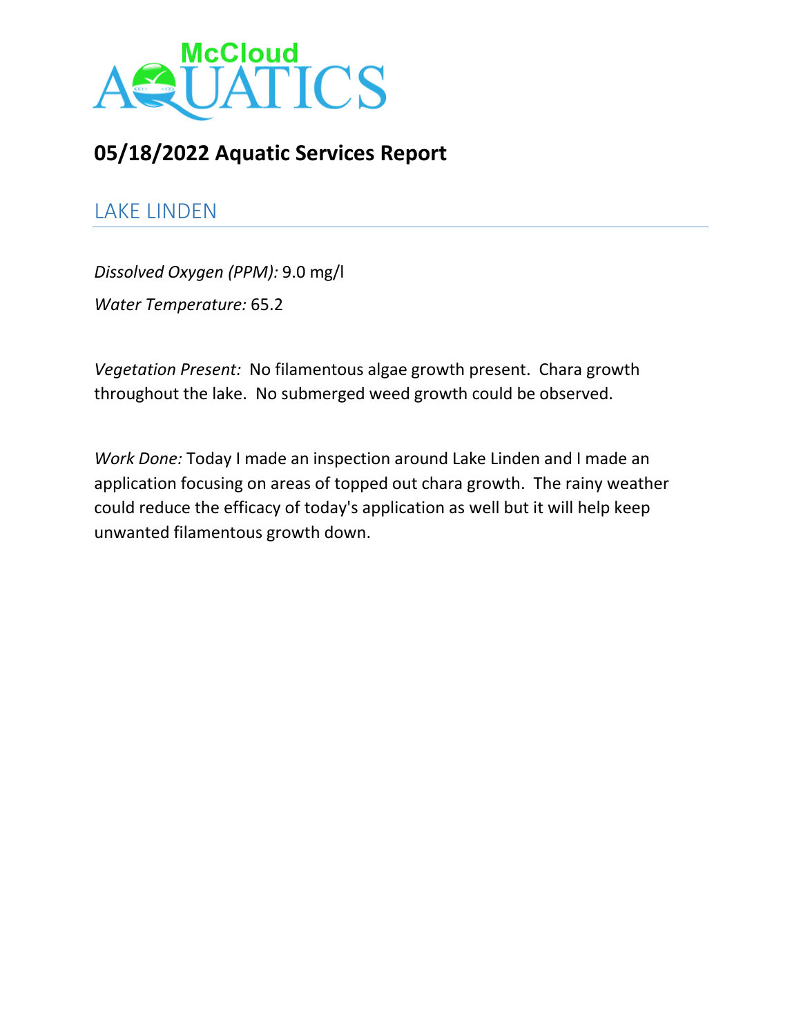McCloud AQUATICS

# 05/18/2022 Aquatic Services Report

## LAKE LINDEN

*Dissolved Oxygen (PPM):* 9.0 mg/l

*Water Temperature:* 65.2

*Vegetation Present:* No filamentous algae growth present. Chara growth throughout the lake. No submerged weed growth could be observed.

*Work Done:* Today I made an inspection around Lake Linden and I made an application focusing on areas of topped out chara growth. The rainy weather could reduce the efficacy of today's application as well but it will help keep unwanted filamentous growth down.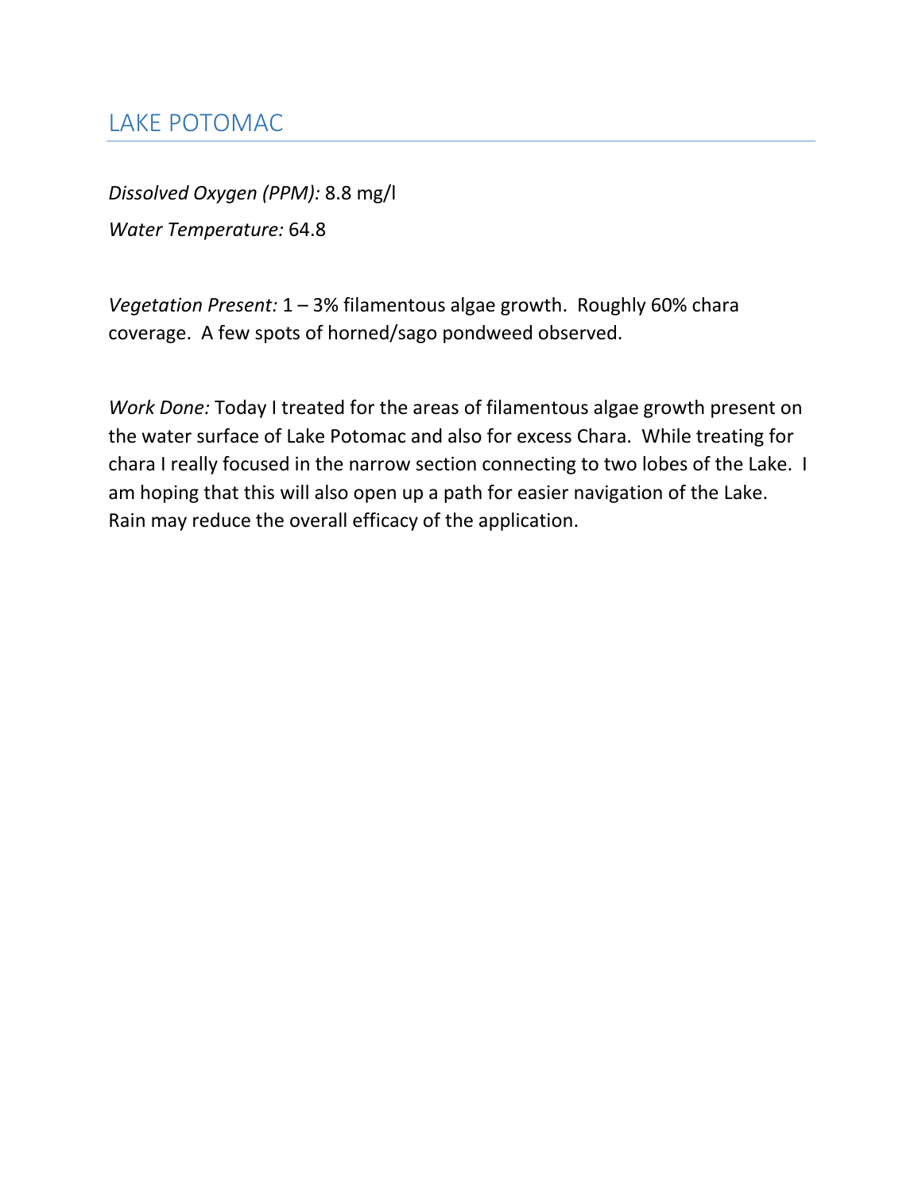# LAKE POTOMAC

*Dissolved Oxygen (PPM):* 8.8 mg/l

*Water Temperature:* 64.8

*Vegetation Present:* 1 – 3% filamentous algae growth. Roughly 60% chara coverage. A few spots of horned/sago pondweed observed.

*Work Done:* Today I treated for the areas of filamentous algae growth present on the water surface of Lake Potomac and also for excess Chara. While treating for chara I really focused in the narrow section connecting to two lobes of the Lake. I am hoping that this will also open up a path for easier navigation of the Lake. Rain may reduce the overall efficacy of the application.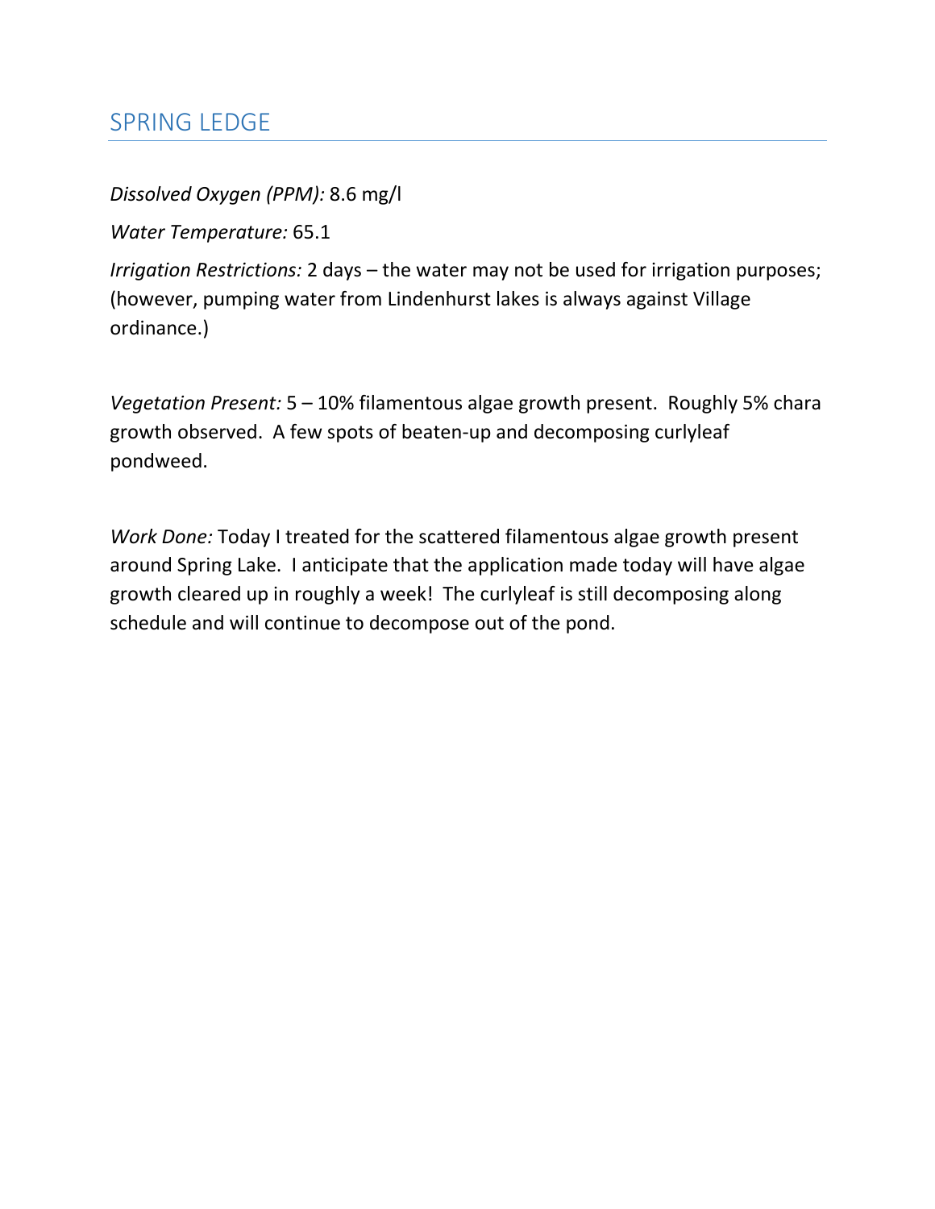## SPRING LEDGE

*Dissolved Oxygen (PPM):* 8.6 mg/l

*Water Temperature:* 65.1

*Irrigation Restrictions:* 2 days – the water may not be used for irrigation purposes; (however, pumping water from Lindenhurst lakes is always against Village ordinance.)

*Vegetation Present:* 5 – 10% filamentous algae growth present. Roughly 5% chara growth observed. A few spots of beaten-up and decomposing curlyleaf pondweed.

*Work Done:* Today I treated for the scattered filamentous algae growth present around Spring Lake. I anticipate that the application made today will have algae growth cleared up in roughly a week! The curlyleaf is still decomposing along schedule and will continue to decompose out of the pond.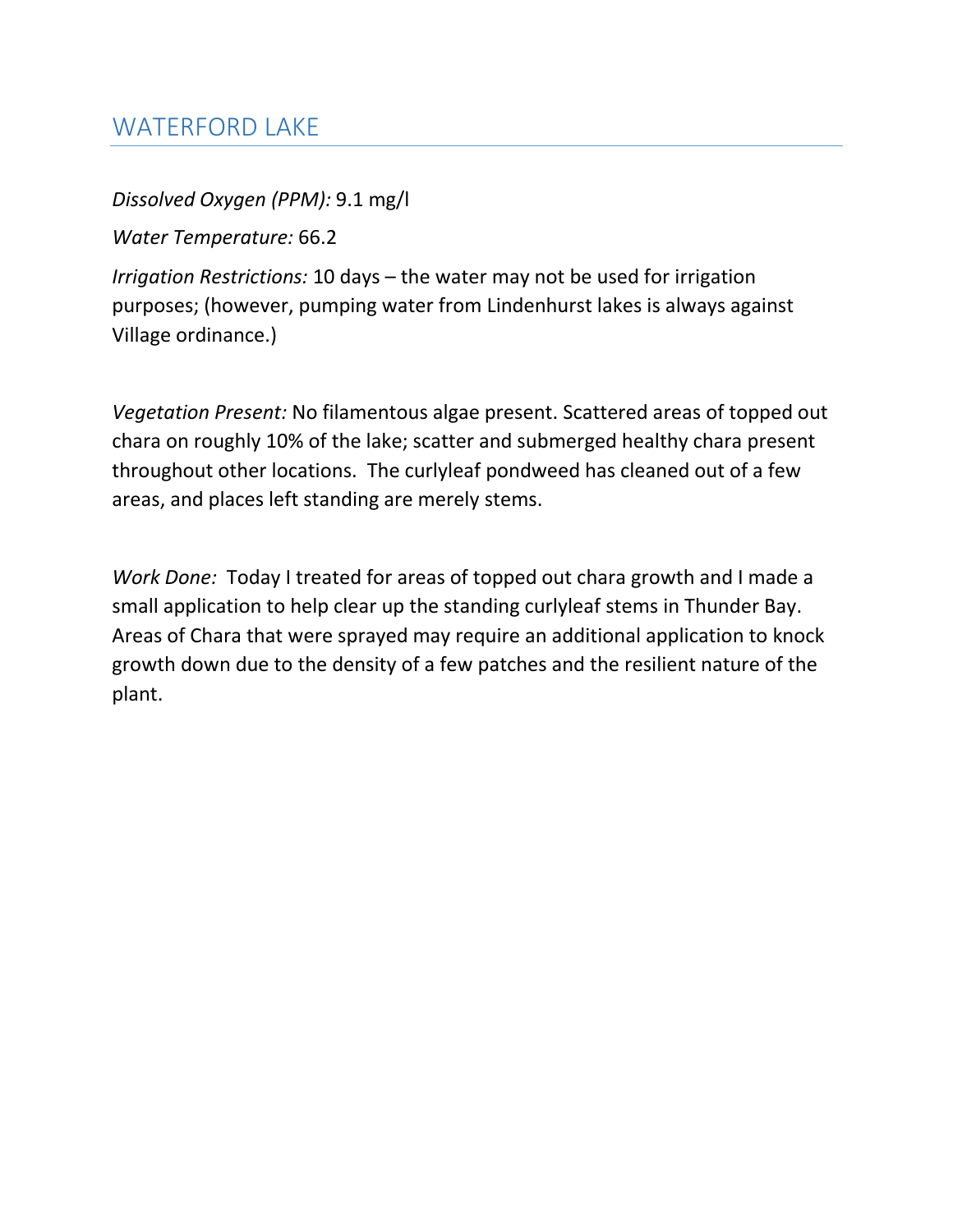## WATERFORD LAKE

*Dissolved Oxygen (PPM):* 9.1 mg/l

*Water Temperature:* 66.2

*Irrigation Restrictions:* 10 days – the water may not be used for irrigation purposes; (however, pumping water from Lindenhurst lakes is always against Village ordinance.)

*Vegetation Present:* No filamentous algae present. Scattered areas of topped out chara on roughly 10% of the lake; scatter and submerged healthy chara present throughout other locations. The curlyleaf pondweed has cleaned out of a few areas, and places left standing are merely stems.

*Work Done:* Today I treated for areas of topped out chara growth and I made a small application to help clear up the standing curlyleaf stems in Thunder Bay. Areas of Chara that were sprayed may require an additional application to knock growth down due to the density of a few patches and the resilient nature of the plant.